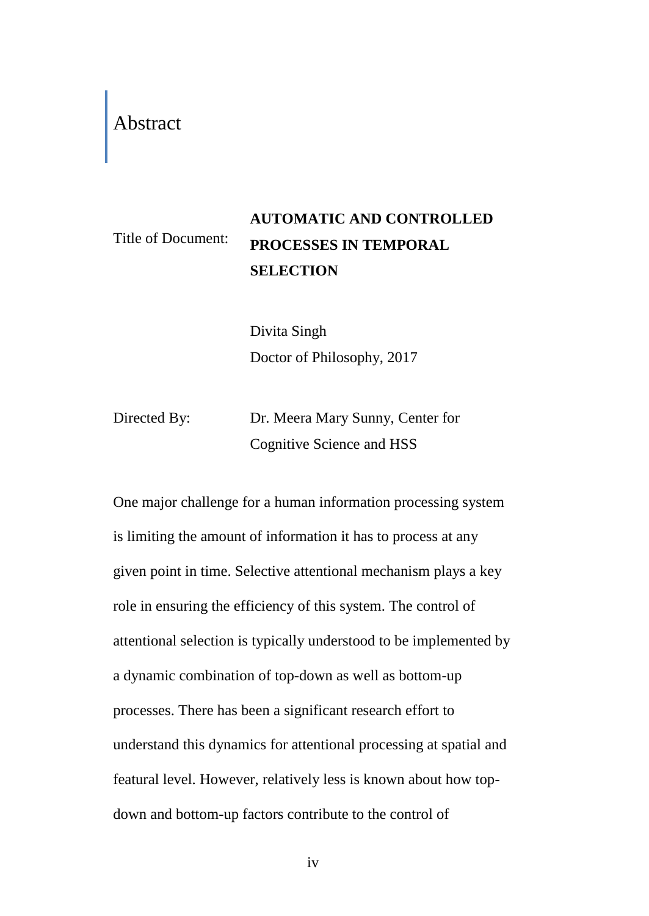# Abstract

Title of Document: **AUTOMATIC AND CONTROLLED PROCESSES IN TEMPORAL SELECTION**

Divita Singh
Doctor of Philosophy, 2017

Directed By: Dr. Meera Mary Sunny, Center for Cognitive Science and HSS

One major challenge for a human information processing system is limiting the amount of information it has to process at any given point in time. Selective attentional mechanism plays a key role in ensuring the efficiency of this system. The control of attentional selection is typically understood to be implemented by a dynamic combination of top-down as well as bottom-up processes. There has been a significant research effort to understand this dynamics for attentional processing at spatial and featural level. However, relatively less is known about how top-down and bottom-up factors contribute to the control of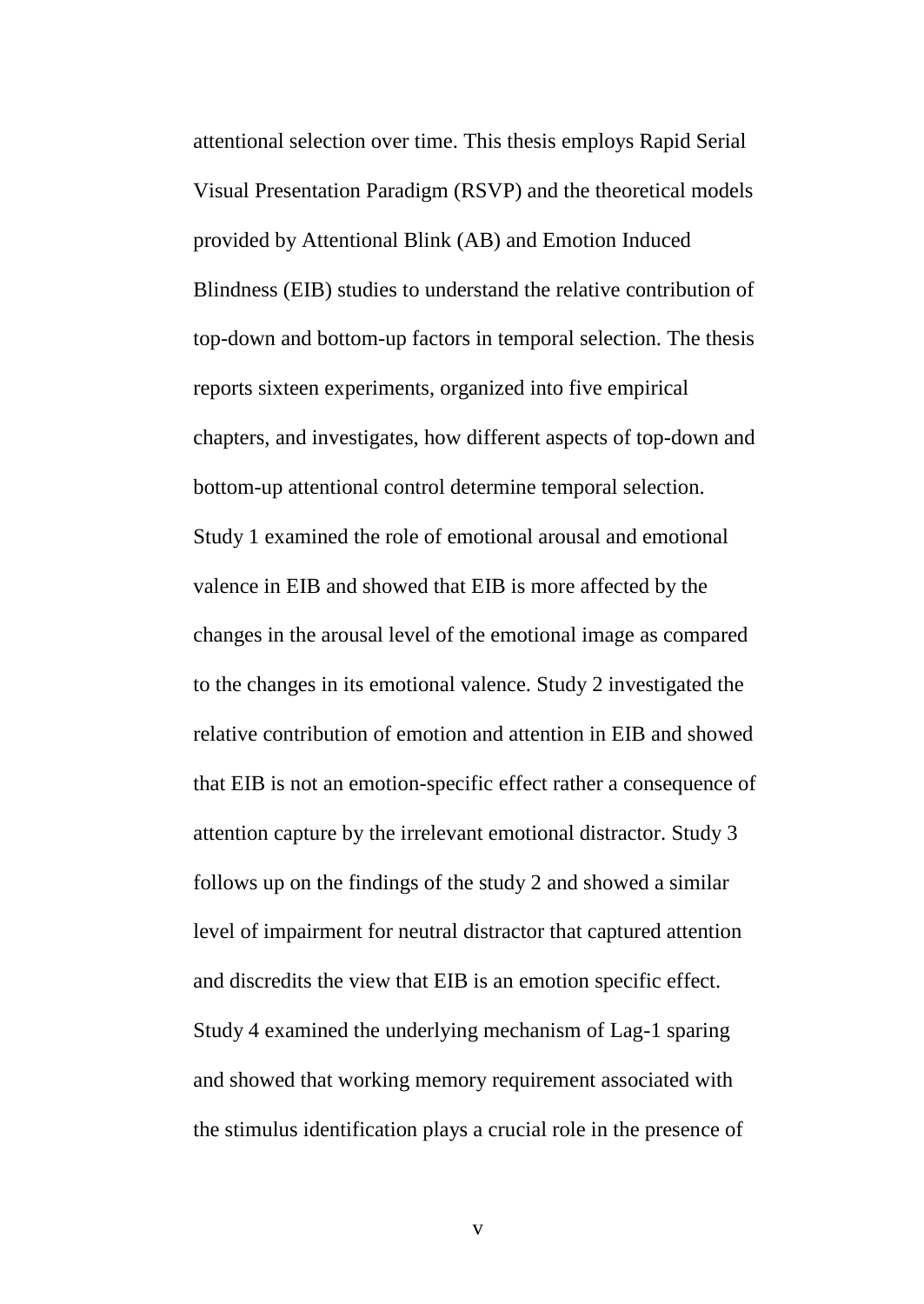attentional selection over time. This thesis employs Rapid Serial Visual Presentation Paradigm (RSVP) and the theoretical models provided by Attentional Blink (AB) and Emotion Induced Blindness (EIB) studies to understand the relative contribution of top-down and bottom-up factors in temporal selection. The thesis reports sixteen experiments, organized into five empirical chapters, and investigates, how different aspects of top-down and bottom-up attentional control determine temporal selection. Study 1 examined the role of emotional arousal and emotional valence in EIB and showed that EIB is more affected by the changes in the arousal level of the emotional image as compared to the changes in its emotional valence. Study 2 investigated the relative contribution of emotion and attention in EIB and showed that EIB is not an emotion-specific effect rather a consequence of attention capture by the irrelevant emotional distractor. Study 3 follows up on the findings of the study 2 and showed a similar level of impairment for neutral distractor that captured attention and discredits the view that EIB is an emotion specific effect. Study 4 examined the underlying mechanism of Lag-1 sparing and showed that working memory requirement associated with the stimulus identification plays a crucial role in the presence of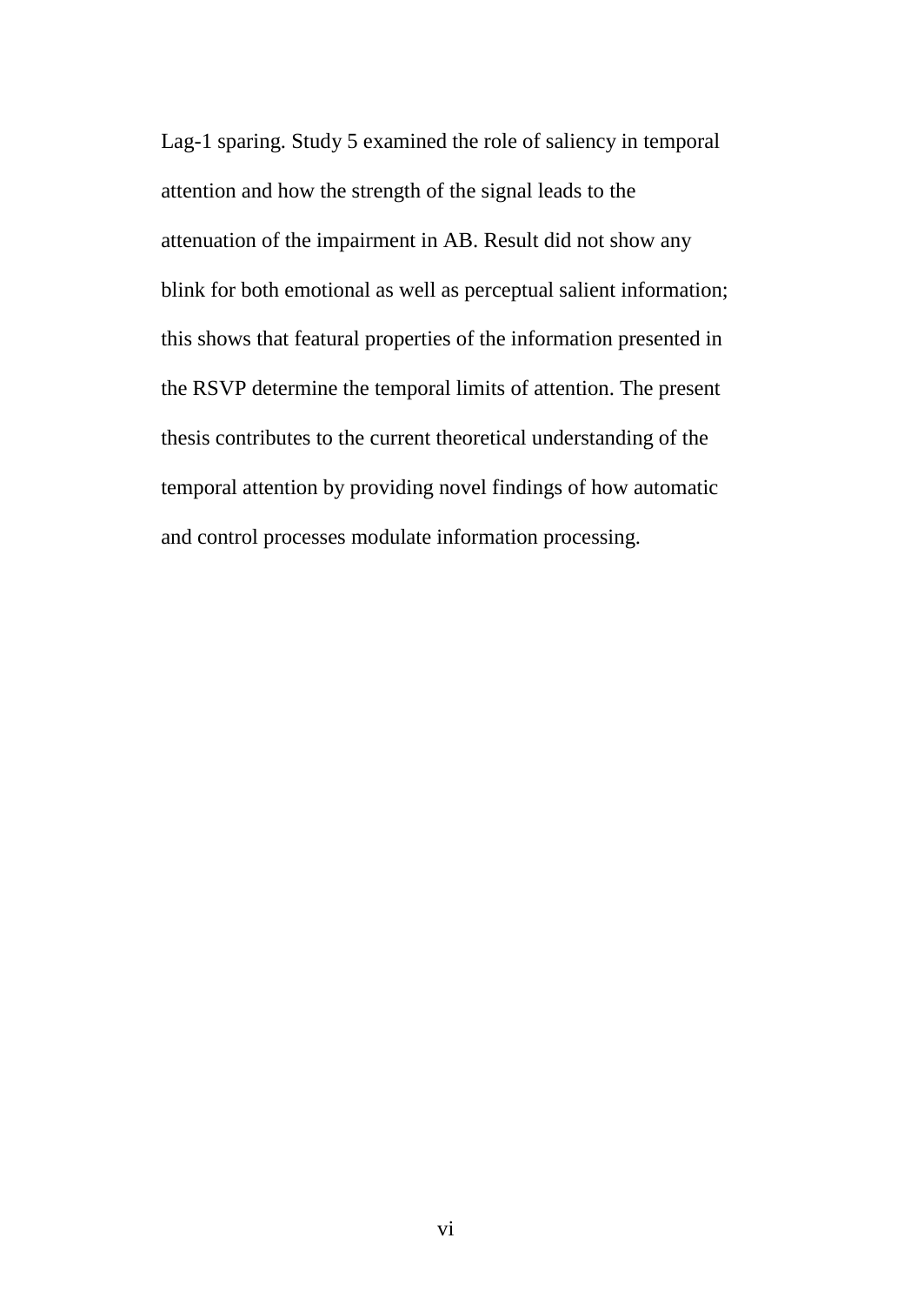Lag-1 sparing. Study 5 examined the role of saliency in temporal attention and how the strength of the signal leads to the attenuation of the impairment in AB. Result did not show any blink for both emotional as well as perceptual salient information; this shows that featural properties of the information presented in the RSVP determine the temporal limits of attention. The present thesis contributes to the current theoretical understanding of the temporal attention by providing novel findings of how automatic and control processes modulate information processing.